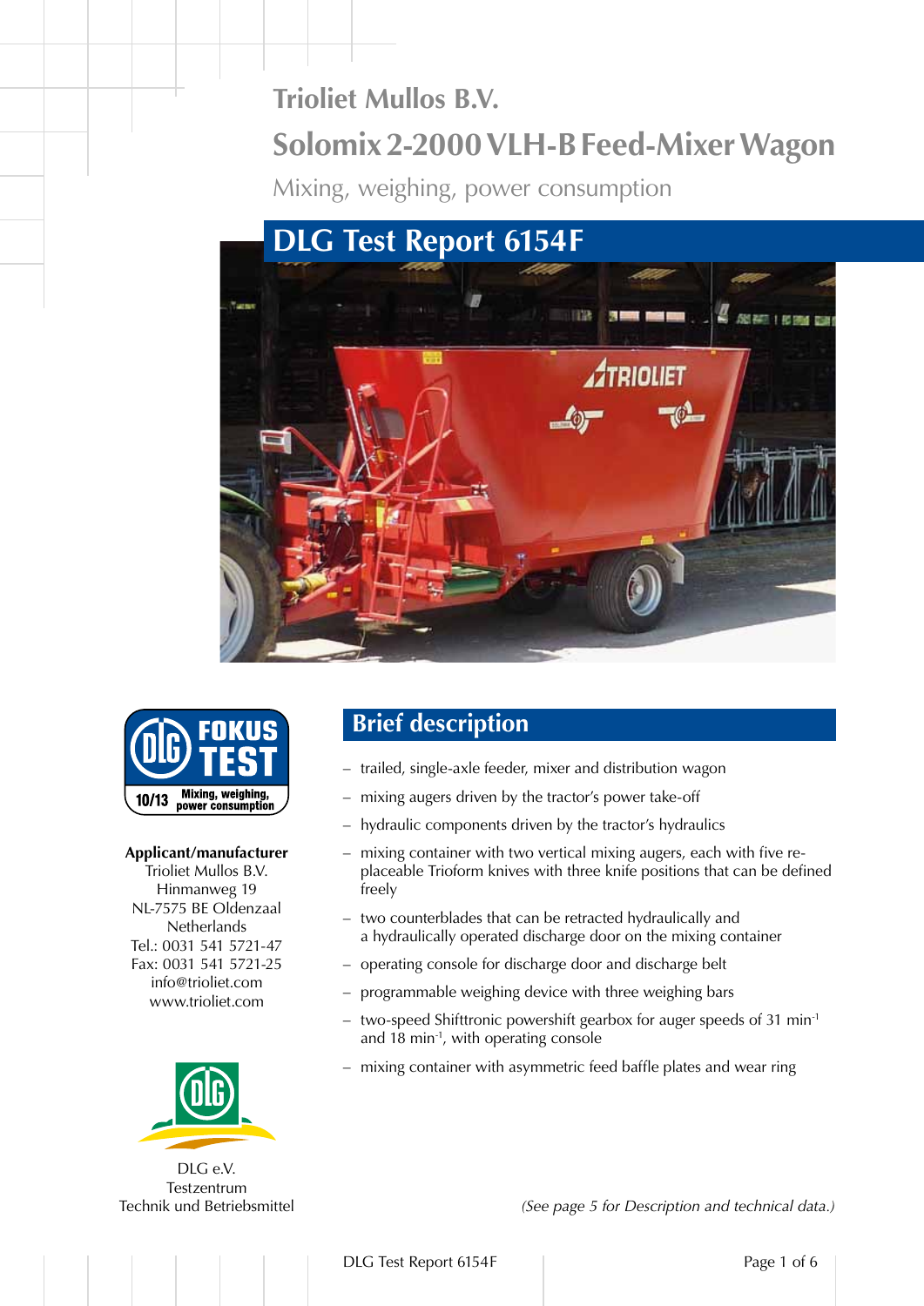# Trioliet Mullos B.V.

# Solomix 2-2000 VLH-B Feed-Mixer Wagon

Mixing, weighing, power consumption

## DLG Test Report 6154F

FOKUS TEST
10/13 Mixing, weighing, power consumption

**Applicant/manufacturer**
Trioliet Mullos B.V.
Hinmanweg 19
NL-7575 BE Oldenzaal
Netherlands
Tel.: 0031 541 5721-47
Fax: 0031 541 5721-25
info@trioliet.com
www.trioliet.com

DLG e.V.
Testzentrum
Technik und Betriebsmittel

## Brief description

- trailed, single-axle feeder, mixer and distribution wagon
- mixing augers driven by the tractor's power take-off
- hydraulic components driven by the tractor's hydraulics
- mixing container with two vertical mixing augers, each with five replaceable Trioform knives with three knife positions that can be defined freely
- two counterblades that can be retracted hydraulically and a hydraulically operated discharge door on the mixing container
- operating console for discharge door and discharge belt
- programmable weighing device with three weighing bars
- two-speed Shifttronic powershift gearbox for auger speeds of 31 min$^{-1}$ and 18 min$^{-1}$, with operating console
- mixing container with asymmetric feed baffle plates and wear ring

*(See page 5 for Description and technical data.)*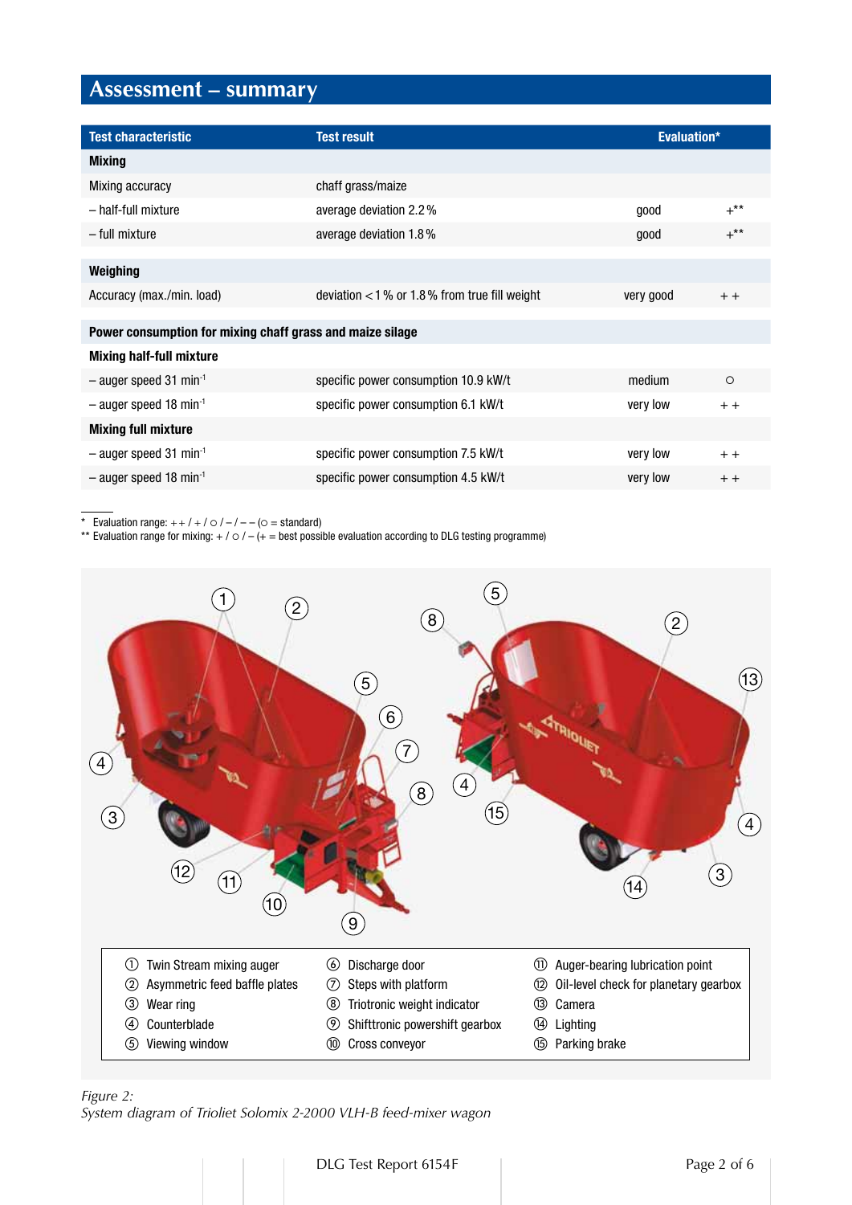## Assessment – summary

| Test characteristic | Test result | Evaluation* | |
|---|---|---|---|
| **Mixing** | | | |
| Mixing accuracy | chaff grass/maize | | |
| – half-full mixture | average deviation 2.2 % | good | +** |
| – full mixture | average deviation 1.8 % | good | +** |
| **Weighing** | | | |
| Accuracy (max./min. load) | deviation < 1 % or 1.8 % from true fill weight | very good | + + |
| **Power consumption for mixing chaff grass and maize silage** | | | |
| **Mixing half-full mixture** | | | |
| – auger speed 31 $min^{-1}$ | specific power consumption 10.9 kW/t | medium | ○ |
| – auger speed 18 $min^{-1}$ | specific power consumption 6.1 kW/t | very low | + + |
| **Mixing full mixture** | | | |
| – auger speed 31 $min^{-1}$ | specific power consumption 7.5 kW/t | very low | + + |
| – auger speed 18 $min^{-1}$ | specific power consumption 4.5 kW/t | very low | + + |

\* Evaluation range: + + / + / ○ / – / – – (○ = standard)
** Evaluation range for mixing: + / ○ / – (+ = best possible evaluation according to DLG testing programme)

① Twin Stream mixing auger
② Asymmetric feed baffle plates
③ Wear ring
④ Counterblade
⑤ Viewing window
⑥ Discharge door
⑦ Steps with platform
⑧ Triotronic weight indicator
⑨ Shifttronic powershift gearbox
⑩ Cross conveyor
⑪ Auger-bearing lubrication point
⑫ Oil-level check for planetary gearbox
⑬ Camera
⑭ Lighting
⑮ Parking brake

*Figure 2:*
*System diagram of Trioliet Solomix 2-2000 VLH-B feed-mixer wagon*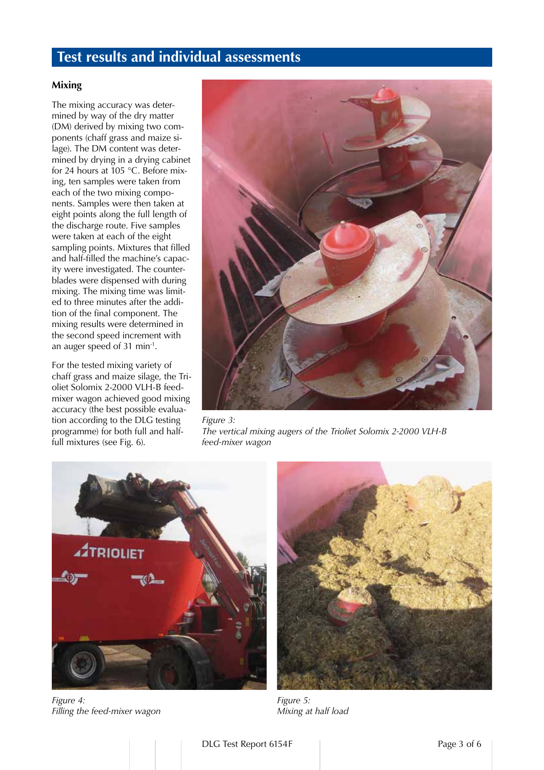## Test results and individual assessments

### Mixing

The mixing accuracy was determined by way of the dry matter (DM) derived by mixing two components (chaff grass and maize silage). The DM content was determined by drying in a drying cabinet for 24 hours at 105 °C. Before mixing, ten samples were taken from each of the two mixing components. Samples were then taken at eight points along the full length of the discharge route. Five samples were taken at each of the eight sampling points. Mixtures that filled and half-filled the machine's capacity were investigated. The counterblades were dispensed with during mixing. The mixing time was limited to three minutes after the addition of the final component. The mixing results were determined in the second speed increment with an auger speed of 31 $min^{-1}$.

For the tested mixing variety of chaff grass and maize silage, the Trioliet Solomix 2-2000 VLH-B feed-mixer wagon achieved good mixing accuracy (the best possible evaluation according to the DLG testing programme) for both full and half-full mixtures (see Fig. 6).

*Figure 3:*
*The vertical mixing augers of the Trioliet Solomix 2-2000 VLH-B feed-mixer wagon*

*Figure 4:*
*Filling the feed-mixer wagon*

*Figure 5:*
*Mixing at half load*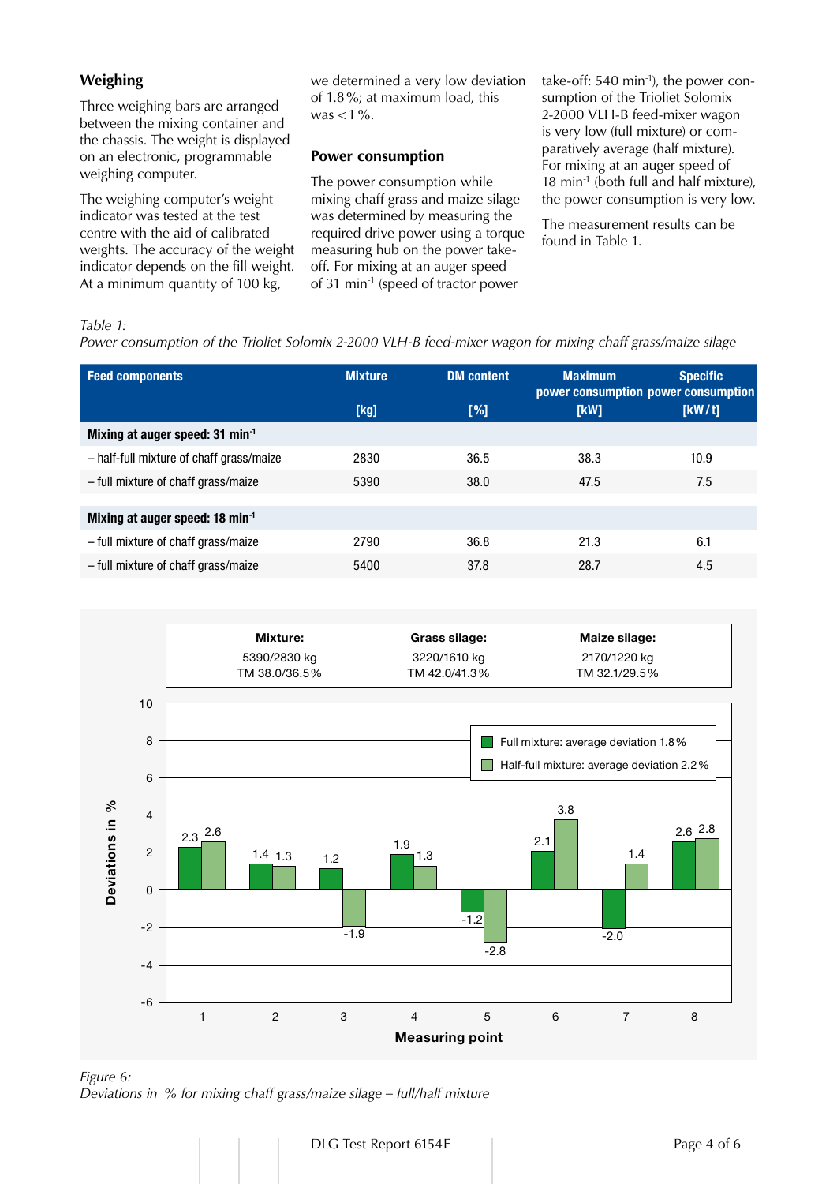## Weighing

Three weighing bars are arranged between the mixing container and the chassis. The weight is displayed on an electronic, programmable weighing computer.

The weighing computer's weight indicator was tested at the test centre with the aid of calibrated weights. The accuracy of the weight indicator depends on the fill weight. At a minimum quantity of 100 kg, we determined a very low deviation of 1.8 %; at maximum load, this was <1 %.

## Power consumption

The power consumption while mixing chaff grass and maize silage was determined by measuring the required drive power using a torque measuring hub on the power take-off. For mixing at an auger speed of 31 min$^{-1}$ (speed of tractor power take-off: 540 min$^{-1}$), the power consumption of the Trioliet Solomix 2-2000 VLH-B feed-mixer wagon is very low (full mixture) or comparatively average (half mixture). For mixing at an auger speed of 18 min$^{-1}$ (both full and half mixture), the power consumption is very low.

The measurement results can be found in Table 1.

*Table 1:*
*Power consumption of the Trioliet Solomix 2-2000 VLH-B feed-mixer wagon for mixing chaff grass/maize silage*

| Feed components | Mixture [kg] | DM content [%] | Maximum power consumption [kW] | Specific power consumption [kW/t] |
|---|---|---|---|---|
| **Mixing at auger speed: 31 min$^{-1}$** | | | | |
| – half-full mixture of chaff grass/maize | 2830 | 36.5 | 38.3 | 10.9 |
| – full mixture of chaff grass/maize | 5390 | 38.0 | 47.5 | 7.5 |
| **Mixing at auger speed: 18 min$^{-1}$** | | | | |
| – full mixture of chaff grass/maize | 2790 | 36.8 | 21.3 | 6.1 |
| – full mixture of chaff grass/maize | 5400 | 37.8 | 28.7 | 4.5 |

*Figure 6:*
*Deviations in % for mixing chaff grass/maize silage – full/half mixture*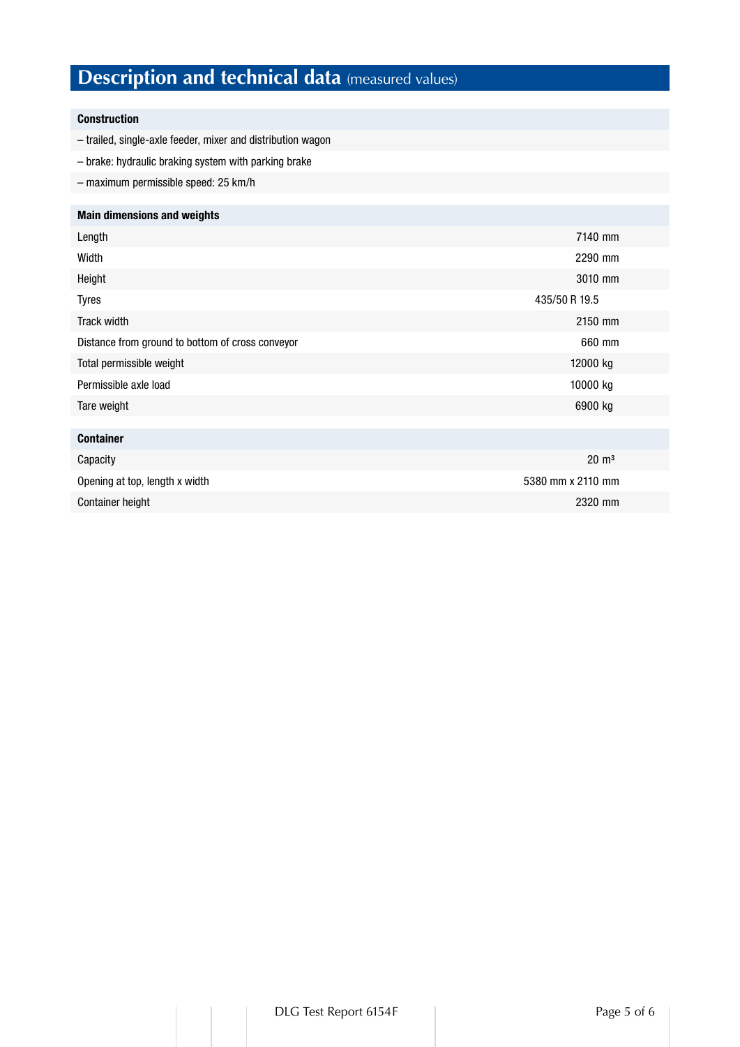# Description and technical data (measured values)

| Construction | |
|---|---|
| – trailed, single-axle feeder, mixer and distribution wagon | |
| – brake: hydraulic braking system with parking brake | |
| – maximum permissible speed: 25 km/h | |

| Main dimensions and weights | |
|---|---|
| Length | 7140 mm |
| Width | 2290 mm |
| Height | 3010 mm |
| Tyres | 435/50 R 19.5 |
| Track width | 2150 mm |
| Distance from ground to bottom of cross conveyor | 660 mm |
| Total permissible weight | 12000 kg |
| Permissible axle load | 10000 kg |
| Tare weight | 6900 kg |

| Container | |
|---|---|
| Capacity | 20 m³ |
| Opening at top, length x width | 5380 mm x 2110 mm |
| Container height | 2320 mm |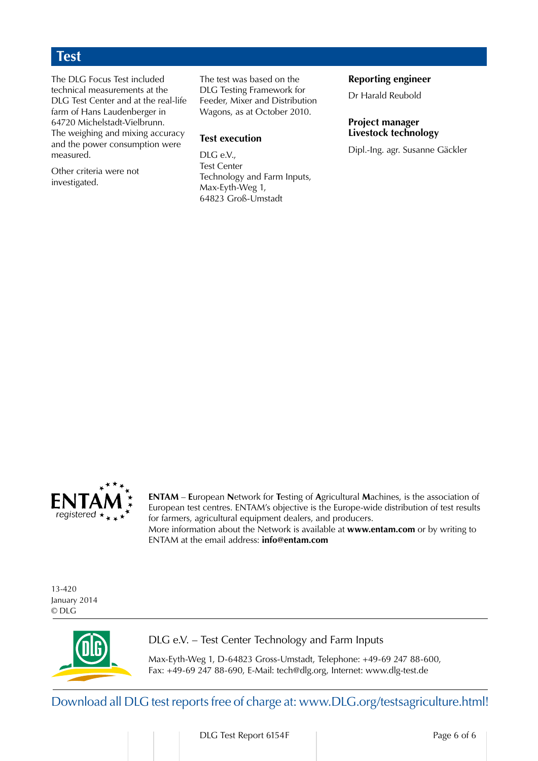## Test

The DLG Focus Test included technical measurements at the DLG Test Center and at the real-life farm of Hans Laudenberger in 64720 Michelstadt-Vielbrunn. The weighing and mixing accuracy and the power consumption were measured.

Other criteria were not investigated.

The test was based on the DLG Testing Framework for Feeder, Mixer and Distribution Wagons, as at October 2010.

### Test execution

DLG e.V.,
Test Center
Technology and Farm Inputs,
Max-Eyth-Weg 1,
64823 Groß-Umstadt

### Reporting engineer

Dr Harald Reubold

### Project manager Livestock technology

Dipl.-Ing. agr. Susanne Gäckler

**ENTAM** – **E**uropean **N**etwork for **T**esting of **A**gricultural **M**achines, is the association of European test centres. ENTAM's objective is the Europe-wide distribution of test results for farmers, agricultural equipment dealers, and producers.
More information about the Network is available at **www.entam.com** or by writing to ENTAM at the email address: **info@entam.com**

13-420
January 2014
© DLG

DLG e.V. – Test Center Technology and Farm Inputs

Max-Eyth-Weg 1, D-64823 Gross-Umstadt, Telephone: +49-69 247 88-600,
Fax: +49-69 247 88-690, E-Mail: tech@dlg.org, Internet: www.dlg-test.de

Download all DLG test reports free of charge at: www.DLG.org/testsagriculture.html!

DLG Test Report 6154F